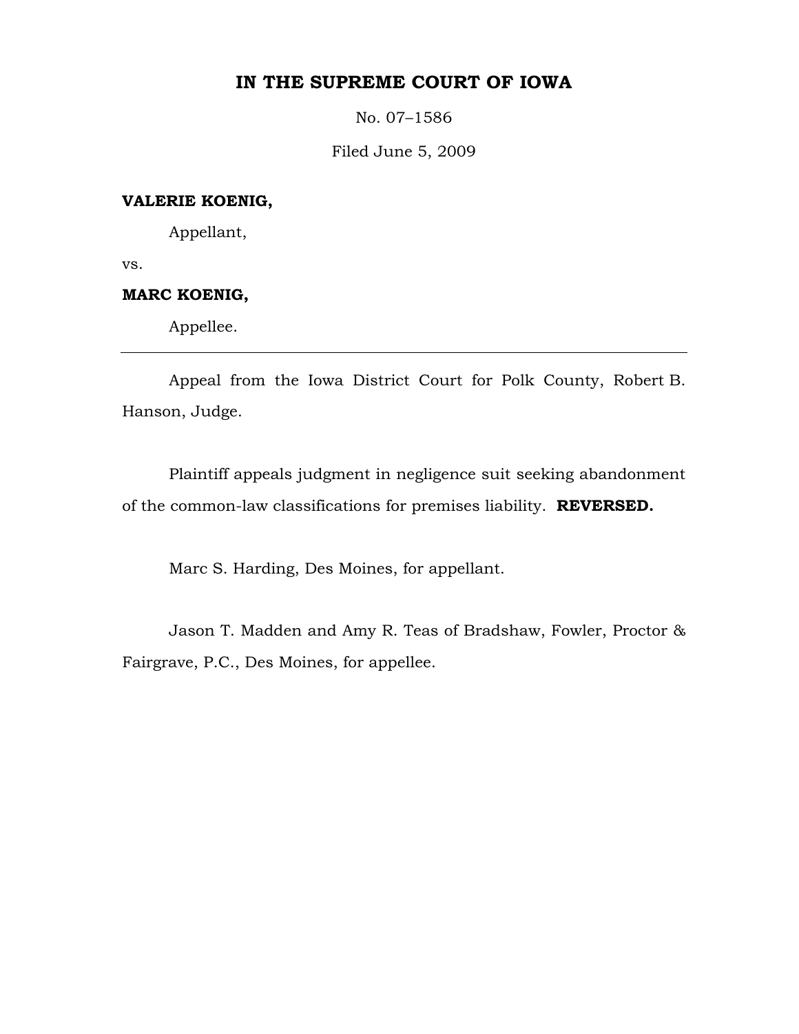# IN THE SUPREME COURT OF IOWA

No. 07–1586

Filed June 5, 2009

**VALERIE KOENIG,**

Appellant,

vs.

**MARC KOENIG,**

Appellee.

---

Appeal from the Iowa District Court for Polk County, Robert B. Hanson, Judge.

Plaintiff appeals judgment in negligence suit seeking abandonment of the common-law classifications for premises liability. **REVERSED.**

Marc S. Harding, Des Moines, for appellant.

Jason T. Madden and Amy R. Teas of Bradshaw, Fowler, Proctor & Fairgrave, P.C., Des Moines, for appellee.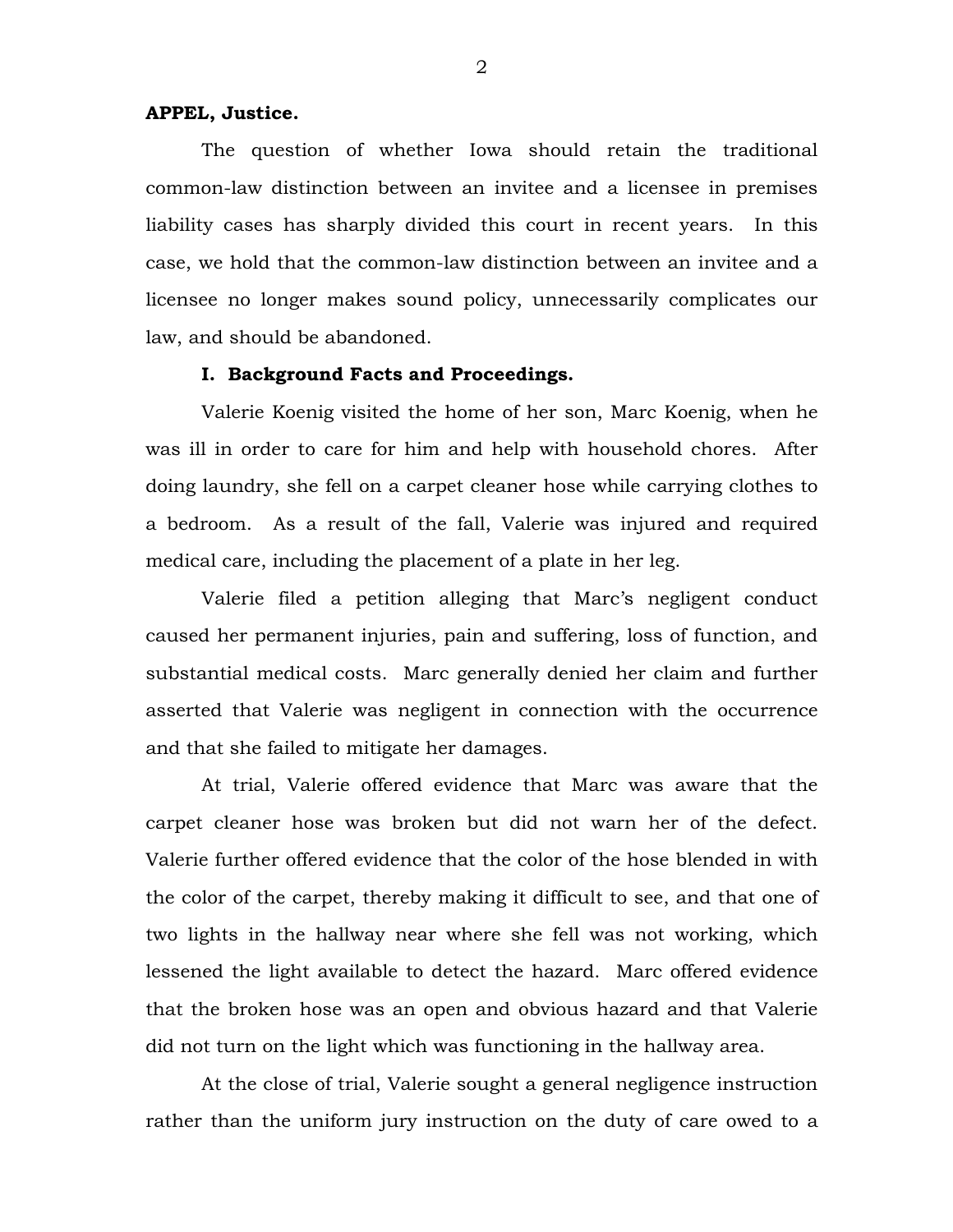**APPEL, Justice.**

The question of whether Iowa should retain the traditional common-law distinction between an invitee and a licensee in premises liability cases has sharply divided this court in recent years. In this case, we hold that the common-law distinction between an invitee and a licensee no longer makes sound policy, unnecessarily complicates our law, and should be abandoned.

**I. Background Facts and Proceedings.**

Valerie Koenig visited the home of her son, Marc Koenig, when he was ill in order to care for him and help with household chores. After doing laundry, she fell on a carpet cleaner hose while carrying clothes to a bedroom. As a result of the fall, Valerie was injured and required medical care, including the placement of a plate in her leg.

Valerie filed a petition alleging that Marc's negligent conduct caused her permanent injuries, pain and suffering, loss of function, and substantial medical costs. Marc generally denied her claim and further asserted that Valerie was negligent in connection with the occurrence and that she failed to mitigate her damages.

At trial, Valerie offered evidence that Marc was aware that the carpet cleaner hose was broken but did not warn her of the defect. Valerie further offered evidence that the color of the hose blended in with the color of the carpet, thereby making it difficult to see, and that one of two lights in the hallway near where she fell was not working, which lessened the light available to detect the hazard. Marc offered evidence that the broken hose was an open and obvious hazard and that Valerie did not turn on the light which was functioning in the hallway area.

At the close of trial, Valerie sought a general negligence instruction rather than the uniform jury instruction on the duty of care owed to a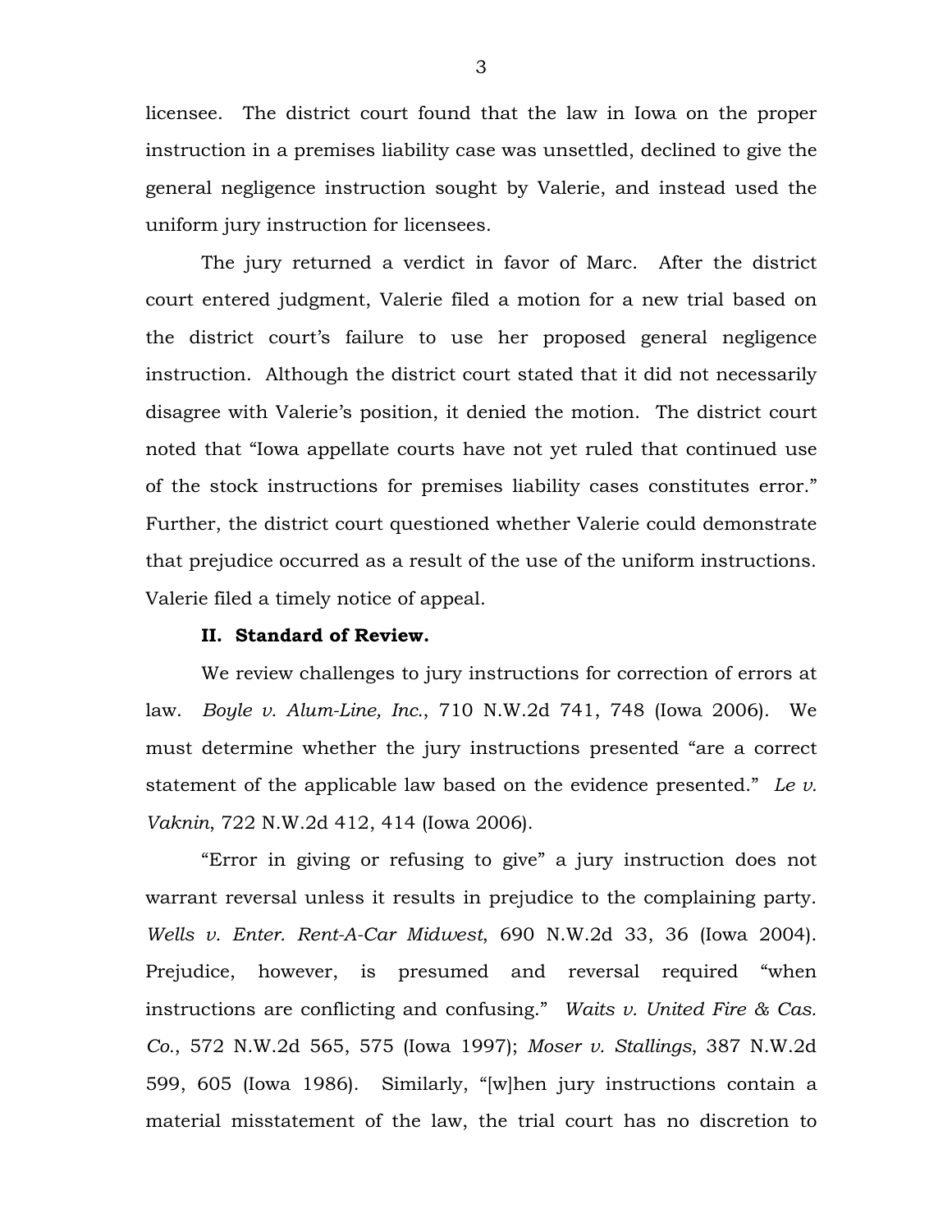licensee. The district court found that the law in Iowa on the proper instruction in a premises liability case was unsettled, declined to give the general negligence instruction sought by Valerie, and instead used the uniform jury instruction for licensees.

The jury returned a verdict in favor of Marc. After the district court entered judgment, Valerie filed a motion for a new trial based on the district court's failure to use her proposed general negligence instruction. Although the district court stated that it did not necessarily disagree with Valerie's position, it denied the motion. The district court noted that "Iowa appellate courts have not yet ruled that continued use of the stock instructions for premises liability cases constitutes error." Further, the district court questioned whether Valerie could demonstrate that prejudice occurred as a result of the use of the uniform instructions. Valerie filed a timely notice of appeal.

**II. Standard of Review.**

We review challenges to jury instructions for correction of errors at law. *Boyle v. Alum-Line, Inc.*, 710 N.W.2d 741, 748 (Iowa 2006). We must determine whether the jury instructions presented "are a correct statement of the applicable law based on the evidence presented." *Le v. Vaknin*, 722 N.W.2d 412, 414 (Iowa 2006).

"Error in giving or refusing to give" a jury instruction does not warrant reversal unless it results in prejudice to the complaining party. *Wells v. Enter. Rent-A-Car Midwest*, 690 N.W.2d 33, 36 (Iowa 2004). Prejudice, however, is presumed and reversal required "when instructions are conflicting and confusing." *Waits v. United Fire & Cas. Co.*, 572 N.W.2d 565, 575 (Iowa 1997); *Moser v. Stallings*, 387 N.W.2d 599, 605 (Iowa 1986). Similarly, "[w]hen jury instructions contain a material misstatement of the law, the trial court has no discretion to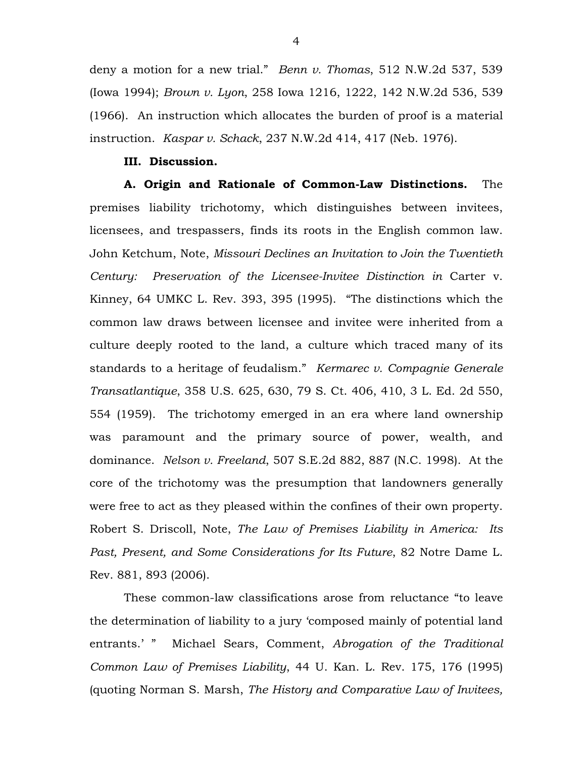deny a motion for a new trial." *Benn v. Thomas*, 512 N.W.2d 537, 539 (Iowa 1994); *Brown v. Lyon*, 258 Iowa 1216, 1222, 142 N.W.2d 536, 539 (1966). An instruction which allocates the burden of proof is a material instruction. *Kaspar v. Schack*, 237 N.W.2d 414, 417 (Neb. 1976).

**III. Discussion.**

**A. Origin and Rationale of Common-Law Distinctions.** The premises liability trichotomy, which distinguishes between invitees, licensees, and trespassers, finds its roots in the English common law. John Ketchum, Note, *Missouri Declines an Invitation to Join the Twentieth Century: Preservation of the Licensee-Invitee Distinction in* Carter v. Kinney, 64 UMKC L. Rev. 393, 395 (1995). "The distinctions which the common law draws between licensee and invitee were inherited from a culture deeply rooted to the land, a culture which traced many of its standards to a heritage of feudalism." *Kermarec v. Compagnie Generale Transatlantique*, 358 U.S. 625, 630, 79 S. Ct. 406, 410, 3 L. Ed. 2d 550, 554 (1959). The trichotomy emerged in an era where land ownership was paramount and the primary source of power, wealth, and dominance. *Nelson v. Freeland*, 507 S.E.2d 882, 887 (N.C. 1998). At the core of the trichotomy was the presumption that landowners generally were free to act as they pleased within the confines of their own property. Robert S. Driscoll, Note, *The Law of Premises Liability in America: Its Past, Present, and Some Considerations for Its Future*, 82 Notre Dame L. Rev. 881, 893 (2006).

These common-law classifications arose from reluctance "to leave the determination of liability to a jury 'composed mainly of potential land entrants.' " Michael Sears, Comment, *Abrogation of the Traditional Common Law of Premises Liability*, 44 U. Kan. L. Rev. 175, 176 (1995) (quoting Norman S. Marsh, *The History and Comparative Law of Invitees,*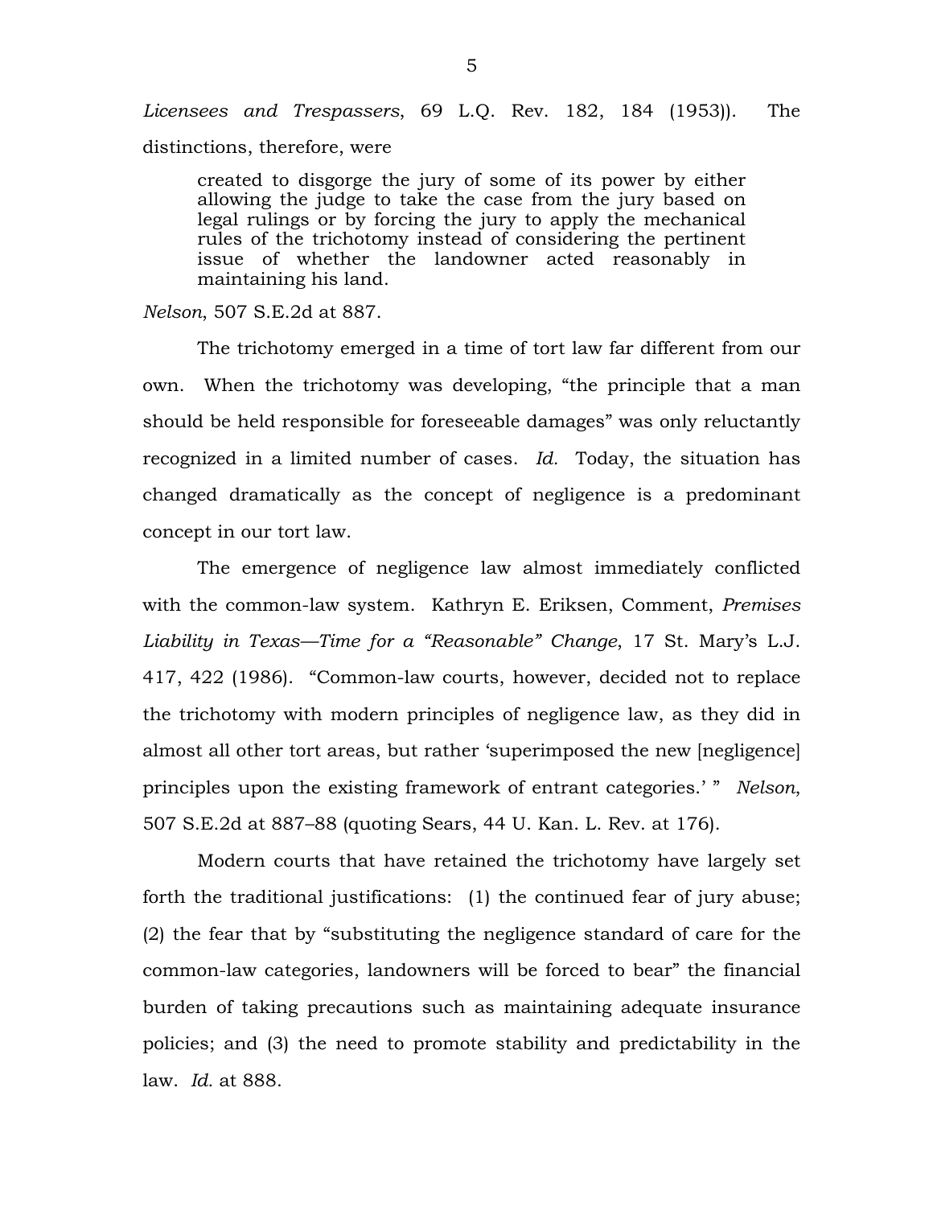*Licensees and Trespassers*, 69 L.Q. Rev. 182, 184 (1953)). The distinctions, therefore, were

> created to disgorge the jury of some of its power by either allowing the judge to take the case from the jury based on legal rulings or by forcing the jury to apply the mechanical rules of the trichotomy instead of considering the pertinent issue of whether the landowner acted reasonably in maintaining his land.

*Nelson*, 507 S.E.2d at 887.

The trichotomy emerged in a time of tort law far different from our own. When the trichotomy was developing, "the principle that a man should be held responsible for foreseeable damages" was only reluctantly recognized in a limited number of cases. *Id.* Today, the situation has changed dramatically as the concept of negligence is a predominant concept in our tort law.

The emergence of negligence law almost immediately conflicted with the common-law system. Kathryn E. Eriksen, Comment, *Premises Liability in Texas—Time for a "Reasonable" Change*, 17 St. Mary's L.J. 417, 422 (1986). "Common-law courts, however, decided not to replace the trichotomy with modern principles of negligence law, as they did in almost all other tort areas, but rather 'superimposed the new [negligence] principles upon the existing framework of entrant categories.' " *Nelson*, 507 S.E.2d at 887–88 (quoting Sears, 44 U. Kan. L. Rev. at 176).

Modern courts that have retained the trichotomy have largely set forth the traditional justifications: (1) the continued fear of jury abuse; (2) the fear that by "substituting the negligence standard of care for the common-law categories, landowners will be forced to bear" the financial burden of taking precautions such as maintaining adequate insurance policies; and (3) the need to promote stability and predictability in the law. *Id.* at 888.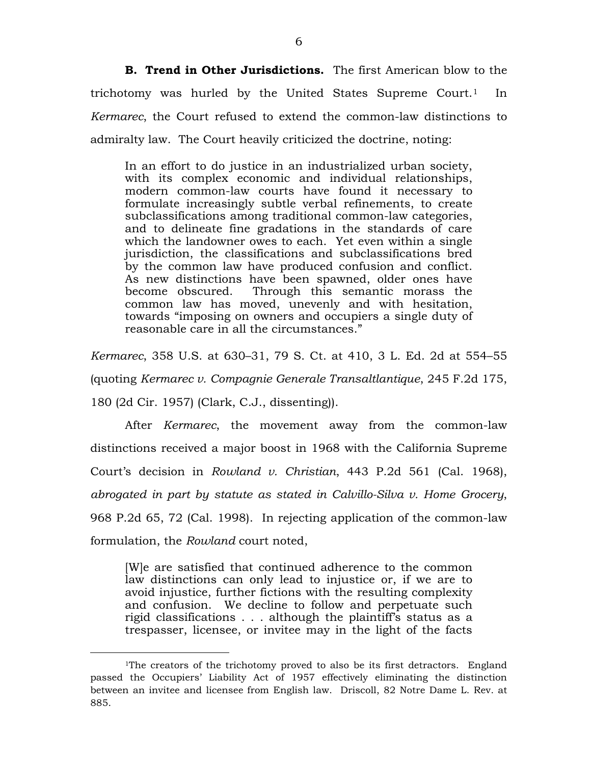**B. Trend in Other Jurisdictions.** The first American blow to the trichotomy was hurled by the United States Supreme Court.[1] In *Kermarec*, the Court refused to extend the common-law distinctions to admiralty law. The Court heavily criticized the doctrine, noting:

> In an effort to do justice in an industrialized urban society, with its complex economic and individual relationships, modern common-law courts have found it necessary to formulate increasingly subtle verbal refinements, to create subclassifications among traditional common-law categories, and to delineate fine gradations in the standards of care which the landowner owes to each. Yet even within a single jurisdiction, the classifications and subclassifications bred by the common law have produced confusion and conflict. As new distinctions have been spawned, older ones have become obscured. Through this semantic morass the common law has moved, unevenly and with hesitation, towards "imposing on owners and occupiers a single duty of reasonable care in all the circumstances."

*Kermarec*, 358 U.S. at 630–31, 79 S. Ct. at 410, 3 L. Ed. 2d at 554–55 (quoting *Kermarec v. Compagnie Generale Transaltlantique*, 245 F.2d 175, 180 (2d Cir. 1957) (Clark, C.J., dissenting)).

After *Kermarec*, the movement away from the common-law distinctions received a major boost in 1968 with the California Supreme Court's decision in *Rowland v. Christian*, 443 P.2d 561 (Cal. 1968), *abrogated in part by statute as stated in Calvillo-Silva v. Home Grocery*, 968 P.2d 65, 72 (Cal. 1998). In rejecting application of the common-law formulation, the *Rowland* court noted,

> [W]e are satisfied that continued adherence to the common law distinctions can only lead to injustice or, if we are to avoid injustice, further fictions with the resulting complexity and confusion. We decline to follow and perpetuate such rigid classifications . . . although the plaintiff's status as a trespasser, licensee, or invitee may in the light of the facts

---

[1]The creators of the trichotomy proved to also be its first detractors. England passed the Occupiers' Liability Act of 1957 effectively eliminating the distinction between an invitee and licensee from English law. Driscoll, 82 Notre Dame L. Rev. at 885.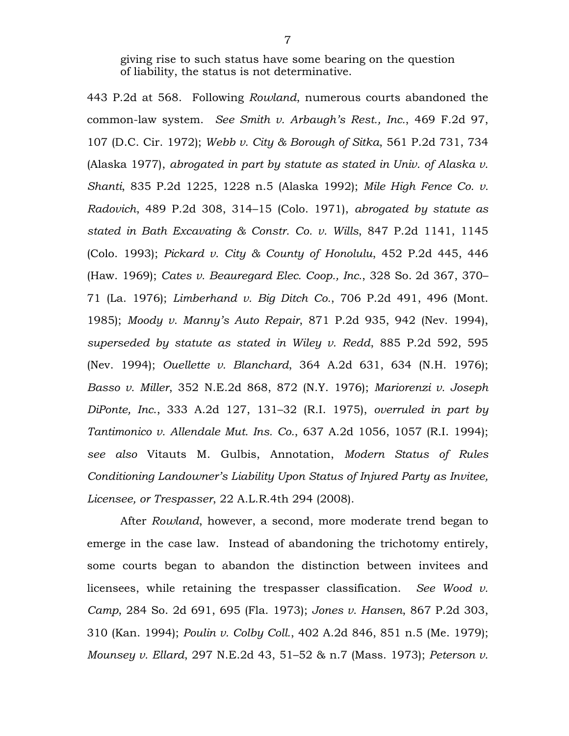giving rise to such status have some bearing on the question of liability, the status is not determinative.

443 P.2d at 568. Following *Rowland*, numerous courts abandoned the common-law system. *See Smith v. Arbaugh's Rest., Inc.*, 469 F.2d 97, 107 (D.C. Cir. 1972); *Webb v. City & Borough of Sitka*, 561 P.2d 731, 734 (Alaska 1977), *abrogated in part by statute as stated in Univ. of Alaska v. Shanti*, 835 P.2d 1225, 1228 n.5 (Alaska 1992); *Mile High Fence Co. v. Radovich*, 489 P.2d 308, 314–15 (Colo. 1971), *abrogated by statute as stated in Bath Excavating & Constr. Co. v. Wills*, 847 P.2d 1141, 1145 (Colo. 1993); *Pickard v. City & County of Honolulu*, 452 P.2d 445, 446 (Haw. 1969); *Cates v. Beauregard Elec. Coop., Inc.*, 328 So. 2d 367, 370–71 (La. 1976); *Limberhand v. Big Ditch Co.*, 706 P.2d 491, 496 (Mont. 1985); *Moody v. Manny's Auto Repair*, 871 P.2d 935, 942 (Nev. 1994), *superseded by statute as stated in Wiley v. Redd*, 885 P.2d 592, 595 (Nev. 1994); *Ouellette v. Blanchard*, 364 A.2d 631, 634 (N.H. 1976); *Basso v. Miller*, 352 N.E.2d 868, 872 (N.Y. 1976); *Mariorenzi v. Joseph DiPonte, Inc.*, 333 A.2d 127, 131–32 (R.I. 1975), *overruled in part by Tantimonico v. Allendale Mut. Ins. Co.*, 637 A.2d 1056, 1057 (R.I. 1994); *see also* Vitauts M. Gulbis, Annotation, *Modern Status of Rules Conditioning Landowner's Liability Upon Status of Injured Party as Invitee, Licensee, or Trespasser*, 22 A.L.R.4th 294 (2008).

After *Rowland*, however, a second, more moderate trend began to emerge in the case law. Instead of abandoning the trichotomy entirely, some courts began to abandon the distinction between invitees and licensees, while retaining the trespasser classification. *See Wood v. Camp*, 284 So. 2d 691, 695 (Fla. 1973); *Jones v. Hansen*, 867 P.2d 303, 310 (Kan. 1994); *Poulin v. Colby Coll.*, 402 A.2d 846, 851 n.5 (Me. 1979); *Mounsey v. Ellard*, 297 N.E.2d 43, 51–52 & n.7 (Mass. 1973); *Peterson v.*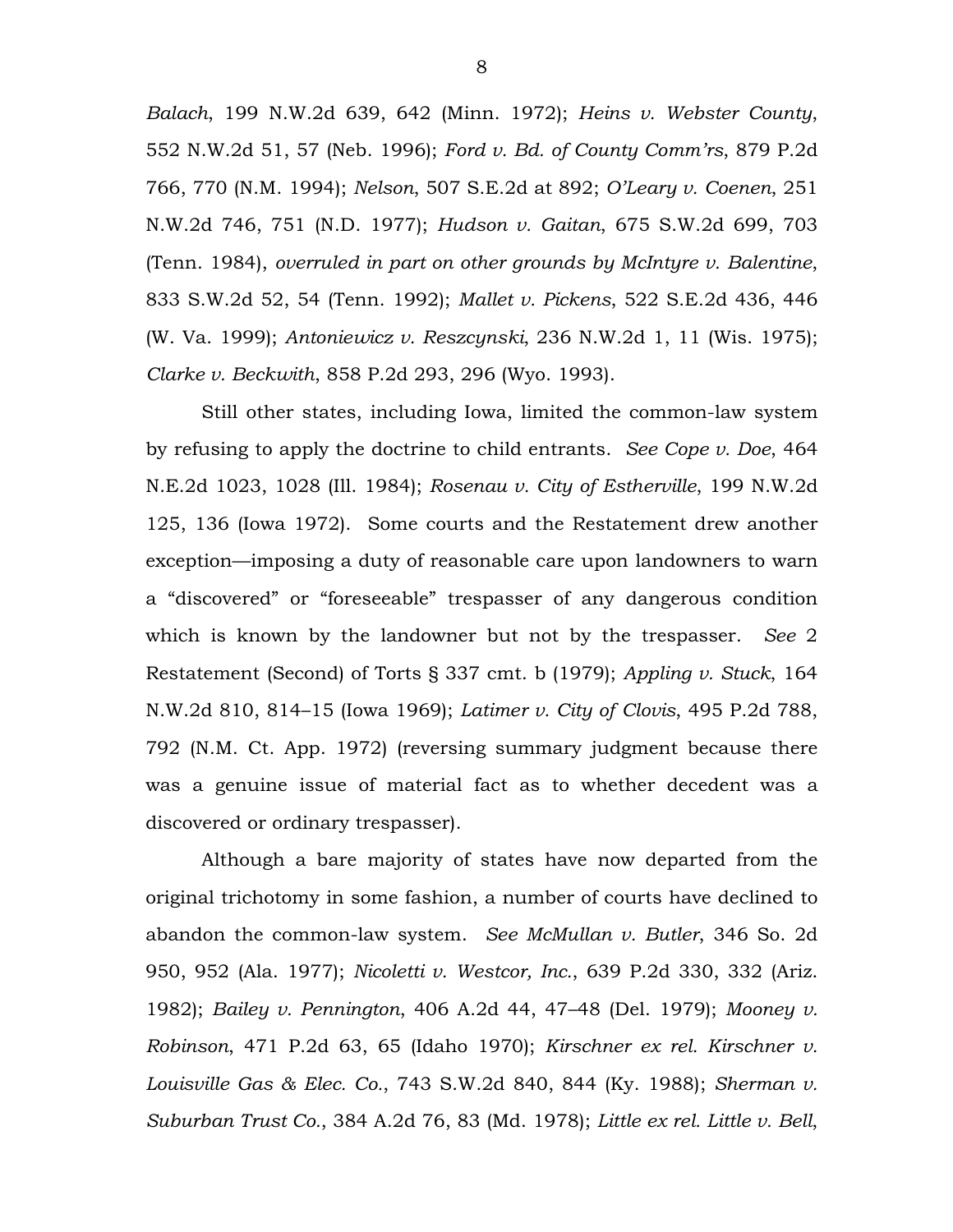*Balach*, 199 N.W.2d 639, 642 (Minn. 1972); *Heins v. Webster County*, 552 N.W.2d 51, 57 (Neb. 1996); *Ford v. Bd. of County Comm'rs*, 879 P.2d 766, 770 (N.M. 1994); *Nelson*, 507 S.E.2d at 892; *O'Leary v. Coenen*, 251 N.W.2d 746, 751 (N.D. 1977); *Hudson v. Gaitan*, 675 S.W.2d 699, 703 (Tenn. 1984), *overruled in part on other grounds by McIntyre v. Balentine*, 833 S.W.2d 52, 54 (Tenn. 1992); *Mallet v. Pickens*, 522 S.E.2d 436, 446 (W. Va. 1999); *Antoniewicz v. Reszcynski*, 236 N.W.2d 1, 11 (Wis. 1975); *Clarke v. Beckwith*, 858 P.2d 293, 296 (Wyo. 1993).

Still other states, including Iowa, limited the common-law system by refusing to apply the doctrine to child entrants. *See Cope v. Doe*, 464 N.E.2d 1023, 1028 (Ill. 1984); *Rosenau v. City of Estherville*, 199 N.W.2d 125, 136 (Iowa 1972). Some courts and the Restatement drew another exception—imposing a duty of reasonable care upon landowners to warn a "discovered" or "foreseeable" trespasser of any dangerous condition which is known by the landowner but not by the trespasser. *See* 2 Restatement (Second) of Torts § 337 cmt. b (1979); *Appling v. Stuck*, 164 N.W.2d 810, 814–15 (Iowa 1969); *Latimer v. City of Clovis*, 495 P.2d 788, 792 (N.M. Ct. App. 1972) (reversing summary judgment because there was a genuine issue of material fact as to whether decedent was a discovered or ordinary trespasser).

Although a bare majority of states have now departed from the original trichotomy in some fashion, a number of courts have declined to abandon the common-law system. *See McMullan v. Butler*, 346 So. 2d 950, 952 (Ala. 1977); *Nicoletti v. Westcor, Inc.*, 639 P.2d 330, 332 (Ariz. 1982); *Bailey v. Pennington*, 406 A.2d 44, 47–48 (Del. 1979); *Mooney v. Robinson*, 471 P.2d 63, 65 (Idaho 1970); *Kirschner ex rel. Kirschner v. Louisville Gas & Elec. Co.*, 743 S.W.2d 840, 844 (Ky. 1988); *Sherman v. Suburban Trust Co.*, 384 A.2d 76, 83 (Md. 1978); *Little ex rel. Little v. Bell*,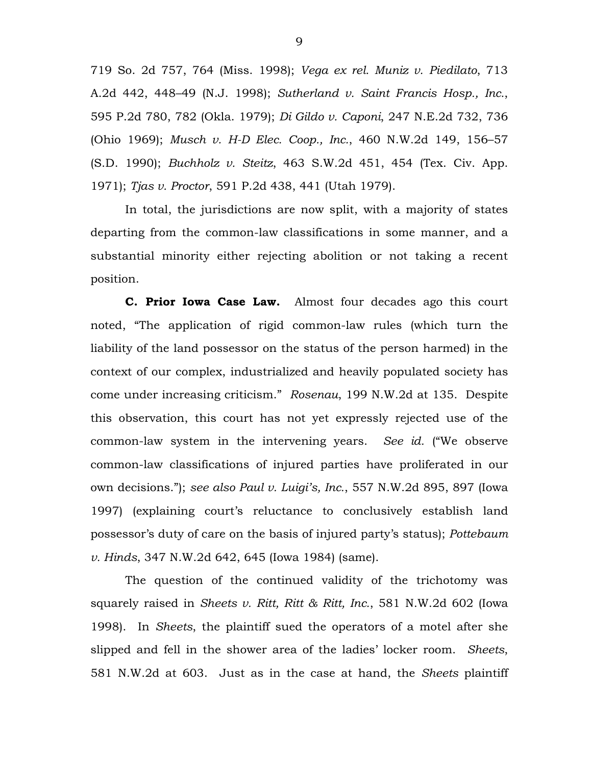719 So. 2d 757, 764 (Miss. 1998); *Vega ex rel. Muniz v. Piedilato*, 713 A.2d 442, 448–49 (N.J. 1998); *Sutherland v. Saint Francis Hosp., Inc.*, 595 P.2d 780, 782 (Okla. 1979); *Di Gildo v. Caponi*, 247 N.E.2d 732, 736 (Ohio 1969); *Musch v. H-D Elec. Coop., Inc.*, 460 N.W.2d 149, 156–57 (S.D. 1990); *Buchholz v. Steitz*, 463 S.W.2d 451, 454 (Tex. Civ. App. 1971); *Tjas v. Proctor*, 591 P.2d 438, 441 (Utah 1979).

In total, the jurisdictions are now split, with a majority of states departing from the common-law classifications in some manner, and a substantial minority either rejecting abolition or not taking a recent position.

**C. Prior Iowa Case Law.** Almost four decades ago this court noted, "The application of rigid common-law rules (which turn the liability of the land possessor on the status of the person harmed) in the context of our complex, industrialized and heavily populated society has come under increasing criticism." *Rosenau*, 199 N.W.2d at 135. Despite this observation, this court has not yet expressly rejected use of the common-law system in the intervening years. *See id.* ("We observe common-law classifications of injured parties have proliferated in our own decisions."); *see also Paul v. Luigi's, Inc.*, 557 N.W.2d 895, 897 (Iowa 1997) (explaining court's reluctance to conclusively establish land possessor's duty of care on the basis of injured party's status); *Pottebaum v. Hinds*, 347 N.W.2d 642, 645 (Iowa 1984) (same).

The question of the continued validity of the trichotomy was squarely raised in *Sheets v. Ritt, Ritt & Ritt, Inc.*, 581 N.W.2d 602 (Iowa 1998). In *Sheets*, the plaintiff sued the operators of a motel after she slipped and fell in the shower area of the ladies' locker room. *Sheets*, 581 N.W.2d at 603. Just as in the case at hand, the *Sheets* plaintiff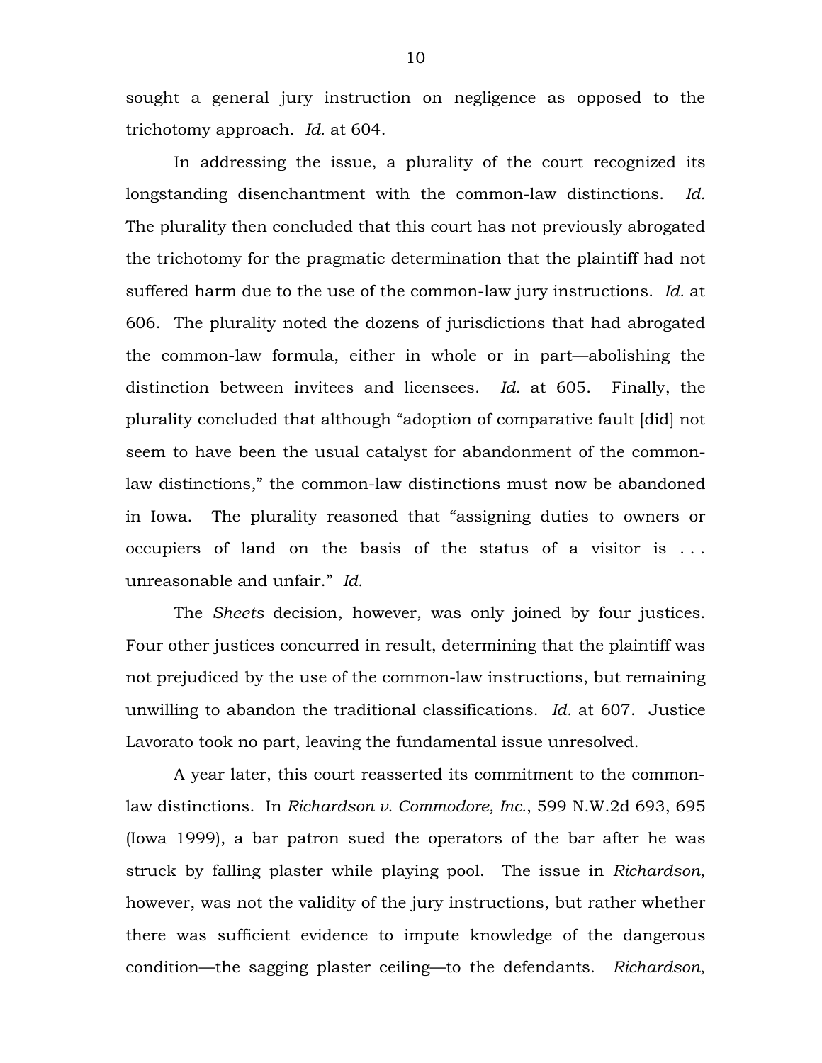sought a general jury instruction on negligence as opposed to the trichotomy approach. *Id.* at 604.

In addressing the issue, a plurality of the court recognized its longstanding disenchantment with the common-law distinctions. *Id.* The plurality then concluded that this court has not previously abrogated the trichotomy for the pragmatic determination that the plaintiff had not suffered harm due to the use of the common-law jury instructions. *Id.* at 606. The plurality noted the dozens of jurisdictions that had abrogated the common-law formula, either in whole or in part—abolishing the distinction between invitees and licensees. *Id.* at 605. Finally, the plurality concluded that although "adoption of comparative fault [did] not seem to have been the usual catalyst for abandonment of the common-law distinctions," the common-law distinctions must now be abandoned in Iowa. The plurality reasoned that "assigning duties to owners or occupiers of land on the basis of the status of a visitor is . . . unreasonable and unfair." *Id.*

The *Sheets* decision, however, was only joined by four justices. Four other justices concurred in result, determining that the plaintiff was not prejudiced by the use of the common-law instructions, but remaining unwilling to abandon the traditional classifications. *Id.* at 607. Justice Lavorato took no part, leaving the fundamental issue unresolved.

A year later, this court reasserted its commitment to the common-law distinctions. In *Richardson v. Commodore, Inc.*, 599 N.W.2d 693, 695 (Iowa 1999), a bar patron sued the operators of the bar after he was struck by falling plaster while playing pool. The issue in *Richardson*, however, was not the validity of the jury instructions, but rather whether there was sufficient evidence to impute knowledge of the dangerous condition—the sagging plaster ceiling—to the defendants. *Richardson*,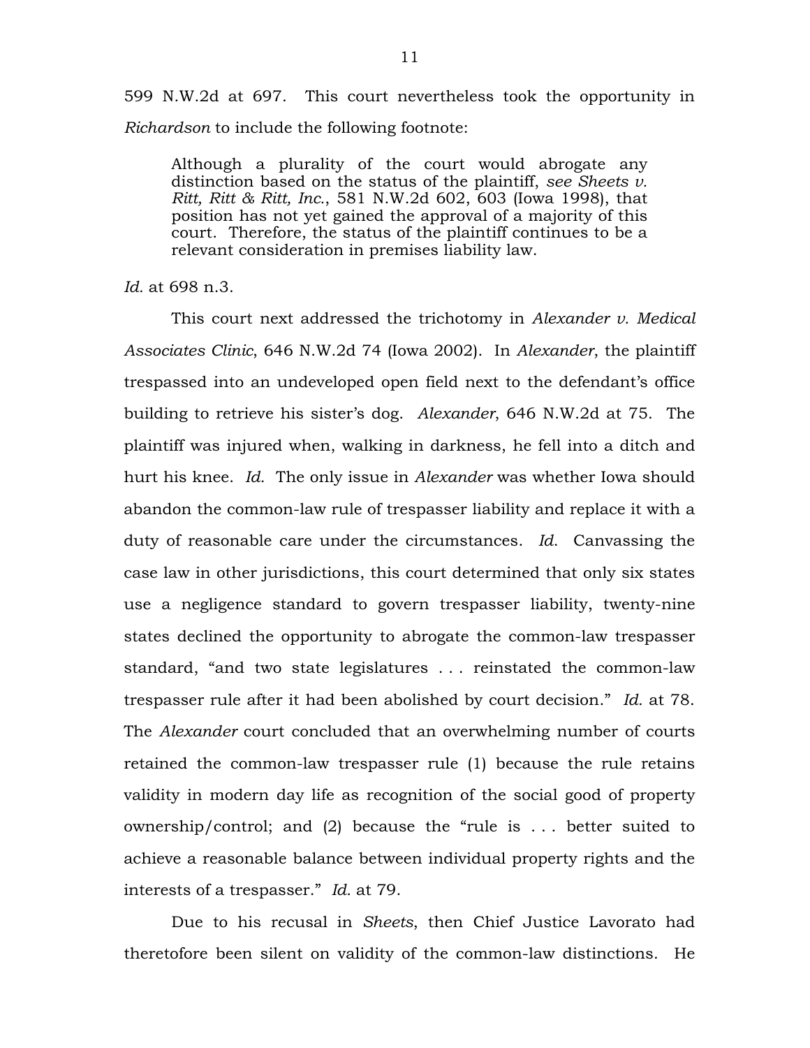599 N.W.2d at 697. This court nevertheless took the opportunity in *Richardson* to include the following footnote:

> Although a plurality of the court would abrogate any distinction based on the status of the plaintiff, *see Sheets v. Ritt, Ritt & Ritt, Inc.*, 581 N.W.2d 602, 603 (Iowa 1998), that position has not yet gained the approval of a majority of this court. Therefore, the status of the plaintiff continues to be a relevant consideration in premises liability law.

*Id.* at 698 n.3.

This court next addressed the trichotomy in *Alexander v. Medical Associates Clinic*, 646 N.W.2d 74 (Iowa 2002). In *Alexander*, the plaintiff trespassed into an undeveloped open field next to the defendant's office building to retrieve his sister's dog. *Alexander*, 646 N.W.2d at 75. The plaintiff was injured when, walking in darkness, he fell into a ditch and hurt his knee. *Id.* The only issue in *Alexander* was whether Iowa should abandon the common-law rule of trespasser liability and replace it with a duty of reasonable care under the circumstances. *Id.* Canvassing the case law in other jurisdictions, this court determined that only six states use a negligence standard to govern trespasser liability, twenty-nine states declined the opportunity to abrogate the common-law trespasser standard, "and two state legislatures . . . reinstated the common-law trespasser rule after it had been abolished by court decision." *Id.* at 78. The *Alexander* court concluded that an overwhelming number of courts retained the common-law trespasser rule (1) because the rule retains validity in modern day life as recognition of the social good of property ownership/control; and (2) because the "rule is . . . better suited to achieve a reasonable balance between individual property rights and the interests of a trespasser." *Id.* at 79.

Due to his recusal in *Sheets*, then Chief Justice Lavorato had theretofore been silent on validity of the common-law distinctions. He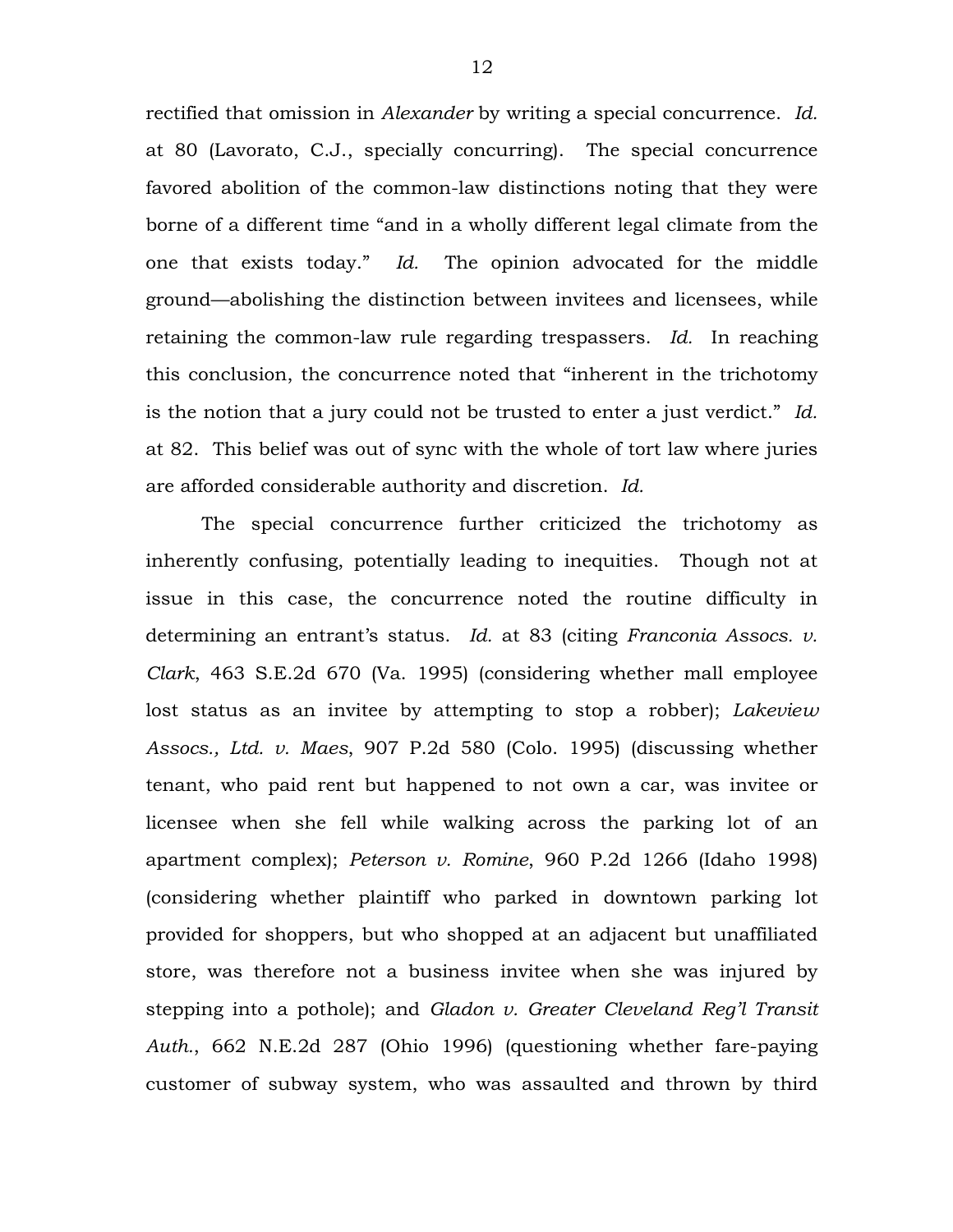rectified that omission in *Alexander* by writing a special concurrence. *Id.* at 80 (Lavorato, C.J., specially concurring). The special concurrence favored abolition of the common-law distinctions noting that they were borne of a different time "and in a wholly different legal climate from the one that exists today." *Id.* The opinion advocated for the middle ground—abolishing the distinction between invitees and licensees, while retaining the common-law rule regarding trespassers. *Id.* In reaching this conclusion, the concurrence noted that "inherent in the trichotomy is the notion that a jury could not be trusted to enter a just verdict." *Id.* at 82. This belief was out of sync with the whole of tort law where juries are afforded considerable authority and discretion. *Id.*

The special concurrence further criticized the trichotomy as inherently confusing, potentially leading to inequities. Though not at issue in this case, the concurrence noted the routine difficulty in determining an entrant's status. *Id.* at 83 (citing *Franconia Assocs. v. Clark*, 463 S.E.2d 670 (Va. 1995) (considering whether mall employee lost status as an invitee by attempting to stop a robber); *Lakeview Assocs., Ltd. v. Maes*, 907 P.2d 580 (Colo. 1995) (discussing whether tenant, who paid rent but happened to not own a car, was invitee or licensee when she fell while walking across the parking lot of an apartment complex); *Peterson v. Romine*, 960 P.2d 1266 (Idaho 1998) (considering whether plaintiff who parked in downtown parking lot provided for shoppers, but who shopped at an adjacent but unaffiliated store, was therefore not a business invitee when she was injured by stepping into a pothole); and *Gladon v. Greater Cleveland Reg'l Transit Auth.*, 662 N.E.2d 287 (Ohio 1996) (questioning whether fare-paying customer of subway system, who was assaulted and thrown by third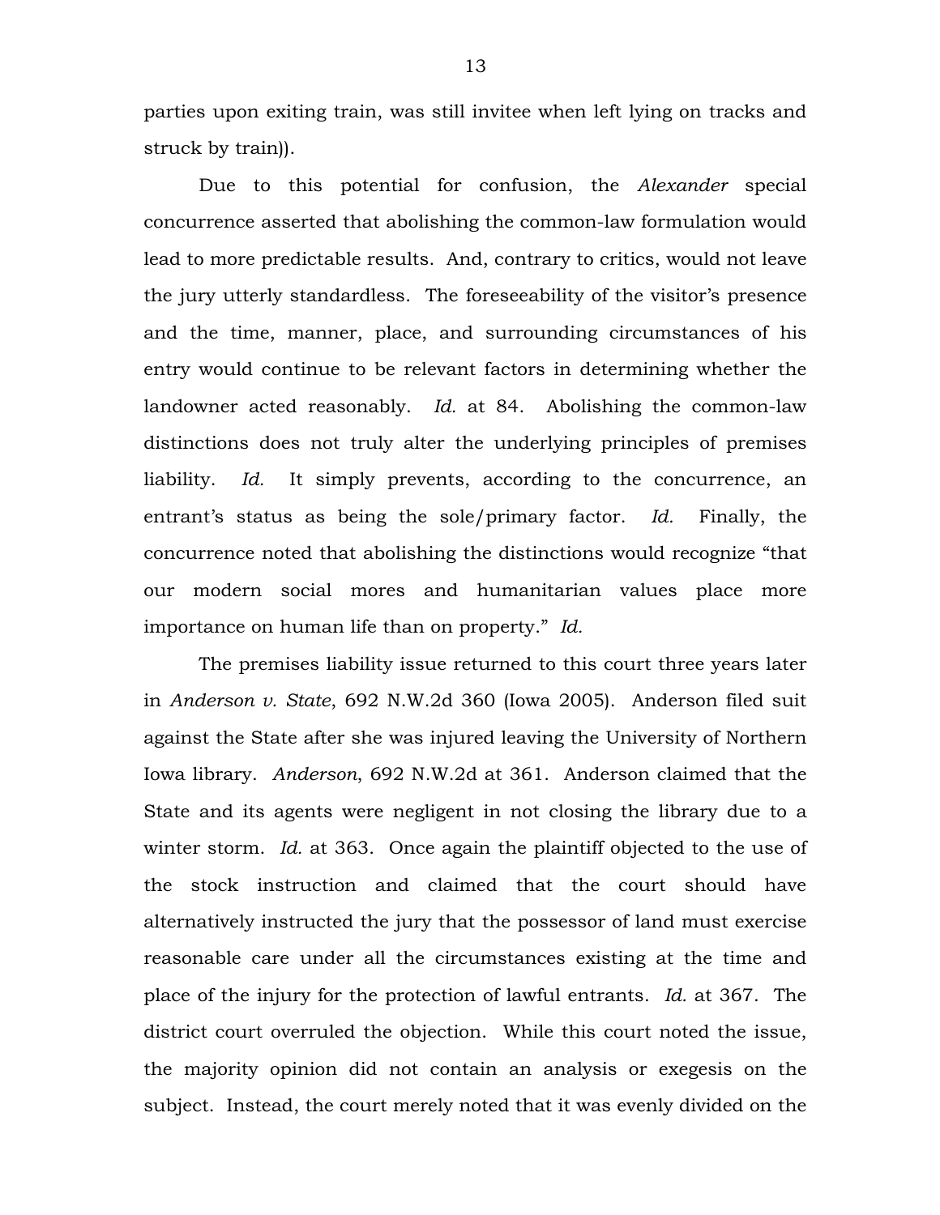parties upon exiting train, was still invitee when left lying on tracks and struck by train)).

Due to this potential for confusion, the *Alexander* special concurrence asserted that abolishing the common-law formulation would lead to more predictable results. And, contrary to critics, would not leave the jury utterly standardless. The foreseeability of the visitor's presence and the time, manner, place, and surrounding circumstances of his entry would continue to be relevant factors in determining whether the landowner acted reasonably. *Id.* at 84. Abolishing the common-law distinctions does not truly alter the underlying principles of premises liability. *Id.* It simply prevents, according to the concurrence, an entrant's status as being the sole/primary factor. *Id.* Finally, the concurrence noted that abolishing the distinctions would recognize "that our modern social mores and humanitarian values place more importance on human life than on property." *Id.*

The premises liability issue returned to this court three years later in *Anderson v. State*, 692 N.W.2d 360 (Iowa 2005). Anderson filed suit against the State after she was injured leaving the University of Northern Iowa library. *Anderson*, 692 N.W.2d at 361. Anderson claimed that the State and its agents were negligent in not closing the library due to a winter storm. *Id.* at 363. Once again the plaintiff objected to the use of the stock instruction and claimed that the court should have alternatively instructed the jury that the possessor of land must exercise reasonable care under all the circumstances existing at the time and place of the injury for the protection of lawful entrants. *Id.* at 367. The district court overruled the objection. While this court noted the issue, the majority opinion did not contain an analysis or exegesis on the subject. Instead, the court merely noted that it was evenly divided on the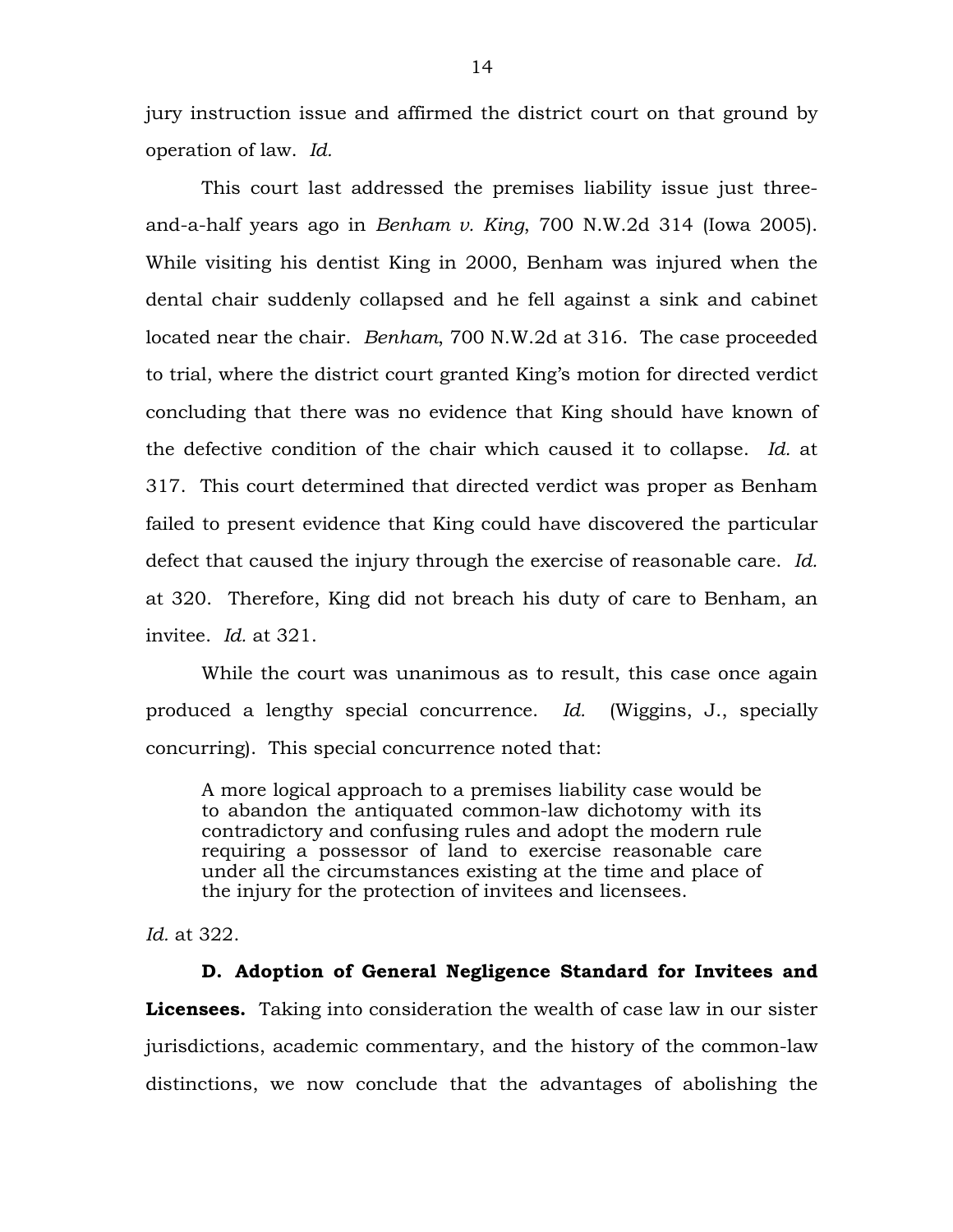jury instruction issue and affirmed the district court on that ground by operation of law. *Id.*

This court last addressed the premises liability issue just three-and-a-half years ago in *Benham v. King*, 700 N.W.2d 314 (Iowa 2005). While visiting his dentist King in 2000, Benham was injured when the dental chair suddenly collapsed and he fell against a sink and cabinet located near the chair. *Benham*, 700 N.W.2d at 316. The case proceeded to trial, where the district court granted King's motion for directed verdict concluding that there was no evidence that King should have known of the defective condition of the chair which caused it to collapse. *Id.* at 317. This court determined that directed verdict was proper as Benham failed to present evidence that King could have discovered the particular defect that caused the injury through the exercise of reasonable care. *Id.* at 320. Therefore, King did not breach his duty of care to Benham, an invitee. *Id.* at 321.

While the court was unanimous as to result, this case once again produced a lengthy special concurrence. *Id.* (Wiggins, J., specially concurring). This special concurrence noted that:

> A more logical approach to a premises liability case would be to abandon the antiquated common-law dichotomy with its contradictory and confusing rules and adopt the modern rule requiring a possessor of land to exercise reasonable care under all the circumstances existing at the time and place of the injury for the protection of invitees and licensees.

*Id.* at 322.

**D. Adoption of General Negligence Standard for Invitees and Licensees.** Taking into consideration the wealth of case law in our sister jurisdictions, academic commentary, and the history of the common-law distinctions, we now conclude that the advantages of abolishing the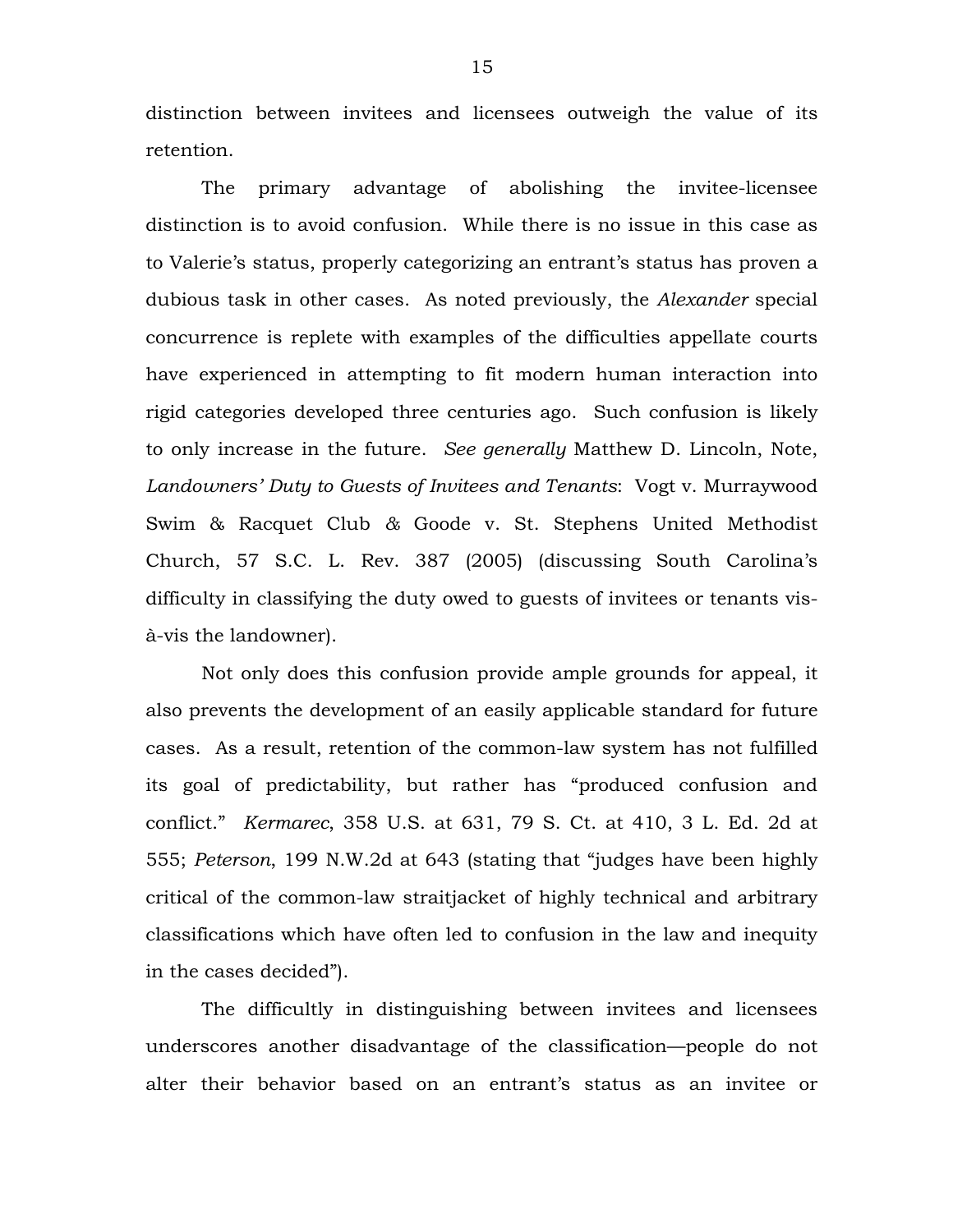distinction between invitees and licensees outweigh the value of its retention.

The primary advantage of abolishing the invitee-licensee distinction is to avoid confusion. While there is no issue in this case as to Valerie's status, properly categorizing an entrant's status has proven a dubious task in other cases. As noted previously, the *Alexander* special concurrence is replete with examples of the difficulties appellate courts have experienced in attempting to fit modern human interaction into rigid categories developed three centuries ago. Such confusion is likely to only increase in the future. *See generally* Matthew D. Lincoln, Note, *Landowners' Duty to Guests of Invitees and Tenants*: Vogt v. Murraywood Swim & Racquet Club & Goode v. St. Stephens United Methodist Church, 57 S.C. L. Rev. 387 (2005) (discussing South Carolina's difficulty in classifying the duty owed to guests of invitees or tenants vis-à-vis the landowner).

Not only does this confusion provide ample grounds for appeal, it also prevents the development of an easily applicable standard for future cases. As a result, retention of the common-law system has not fulfilled its goal of predictability, but rather has "produced confusion and conflict." *Kermarec*, 358 U.S. at 631, 79 S. Ct. at 410, 3 L. Ed. 2d at 555; *Peterson*, 199 N.W.2d at 643 (stating that "judges have been highly critical of the common-law straitjacket of highly technical and arbitrary classifications which have often led to confusion in the law and inequity in the cases decided").

The difficultly in distinguishing between invitees and licensees underscores another disadvantage of the classification—people do not alter their behavior based on an entrant's status as an invitee or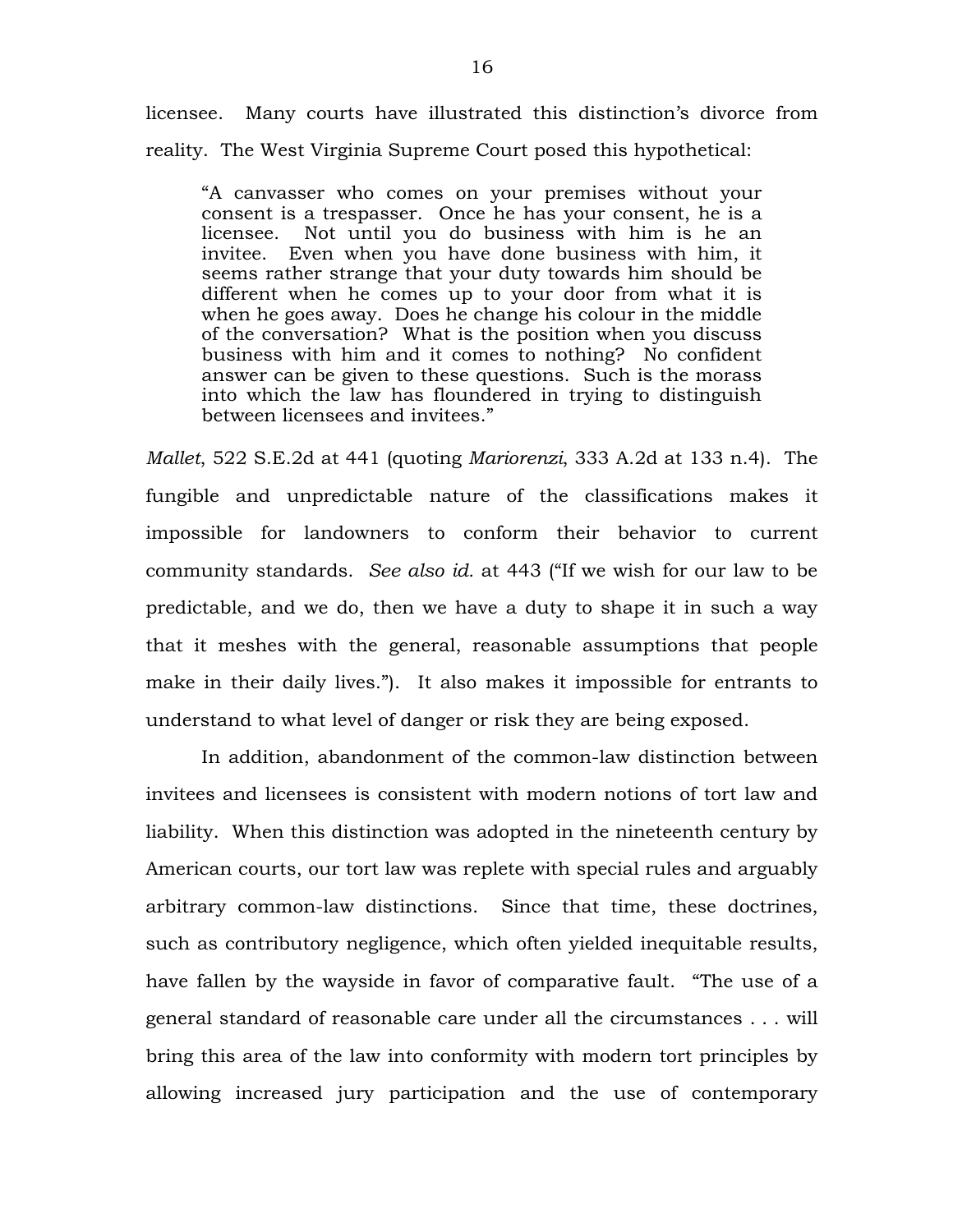licensee. Many courts have illustrated this distinction's divorce from reality. The West Virginia Supreme Court posed this hypothetical:

> "A canvasser who comes on your premises without your consent is a trespasser. Once he has your consent, he is a licensee. Not until you do business with him is he an invitee. Even when you have done business with him, it seems rather strange that your duty towards him should be different when he comes up to your door from what it is when he goes away. Does he change his colour in the middle of the conversation? What is the position when you discuss business with him and it comes to nothing? No confident answer can be given to these questions. Such is the morass into which the law has floundered in trying to distinguish between licensees and invitees."

*Mallet*, 522 S.E.2d at 441 (quoting *Mariorenzi*, 333 A.2d at 133 n.4). The fungible and unpredictable nature of the classifications makes it impossible for landowners to conform their behavior to current community standards. *See also id.* at 443 ("If we wish for our law to be predictable, and we do, then we have a duty to shape it in such a way that it meshes with the general, reasonable assumptions that people make in their daily lives."). It also makes it impossible for entrants to understand to what level of danger or risk they are being exposed.

In addition, abandonment of the common-law distinction between invitees and licensees is consistent with modern notions of tort law and liability. When this distinction was adopted in the nineteenth century by American courts, our tort law was replete with special rules and arguably arbitrary common-law distinctions. Since that time, these doctrines, such as contributory negligence, which often yielded inequitable results, have fallen by the wayside in favor of comparative fault. "The use of a general standard of reasonable care under all the circumstances . . . will bring this area of the law into conformity with modern tort principles by allowing increased jury participation and the use of contemporary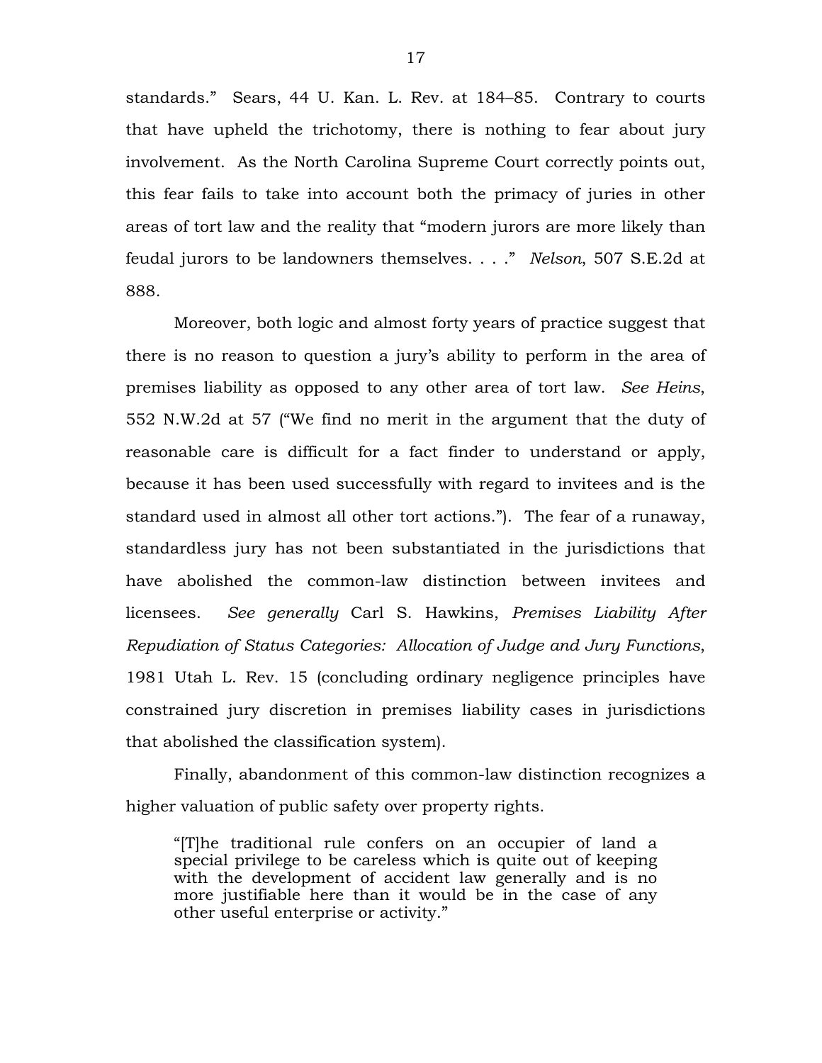standards." Sears, 44 U. Kan. L. Rev. at 184–85. Contrary to courts that have upheld the trichotomy, there is nothing to fear about jury involvement. As the North Carolina Supreme Court correctly points out, this fear fails to take into account both the primacy of juries in other areas of tort law and the reality that "modern jurors are more likely than feudal jurors to be landowners themselves. . . ." *Nelson*, 507 S.E.2d at 888.

Moreover, both logic and almost forty years of practice suggest that there is no reason to question a jury's ability to perform in the area of premises liability as opposed to any other area of tort law. *See Heins*, 552 N.W.2d at 57 ("We find no merit in the argument that the duty of reasonable care is difficult for a fact finder to understand or apply, because it has been used successfully with regard to invitees and is the standard used in almost all other tort actions."). The fear of a runaway, standardless jury has not been substantiated in the jurisdictions that have abolished the common-law distinction between invitees and licensees. *See generally* Carl S. Hawkins, *Premises Liability After Repudiation of Status Categories: Allocation of Judge and Jury Functions*, 1981 Utah L. Rev. 15 (concluding ordinary negligence principles have constrained jury discretion in premises liability cases in jurisdictions that abolished the classification system).

Finally, abandonment of this common-law distinction recognizes a higher valuation of public safety over property rights.

> "[T]he traditional rule confers on an occupier of land a special privilege to be careless which is quite out of keeping with the development of accident law generally and is no more justifiable here than it would be in the case of any other useful enterprise or activity."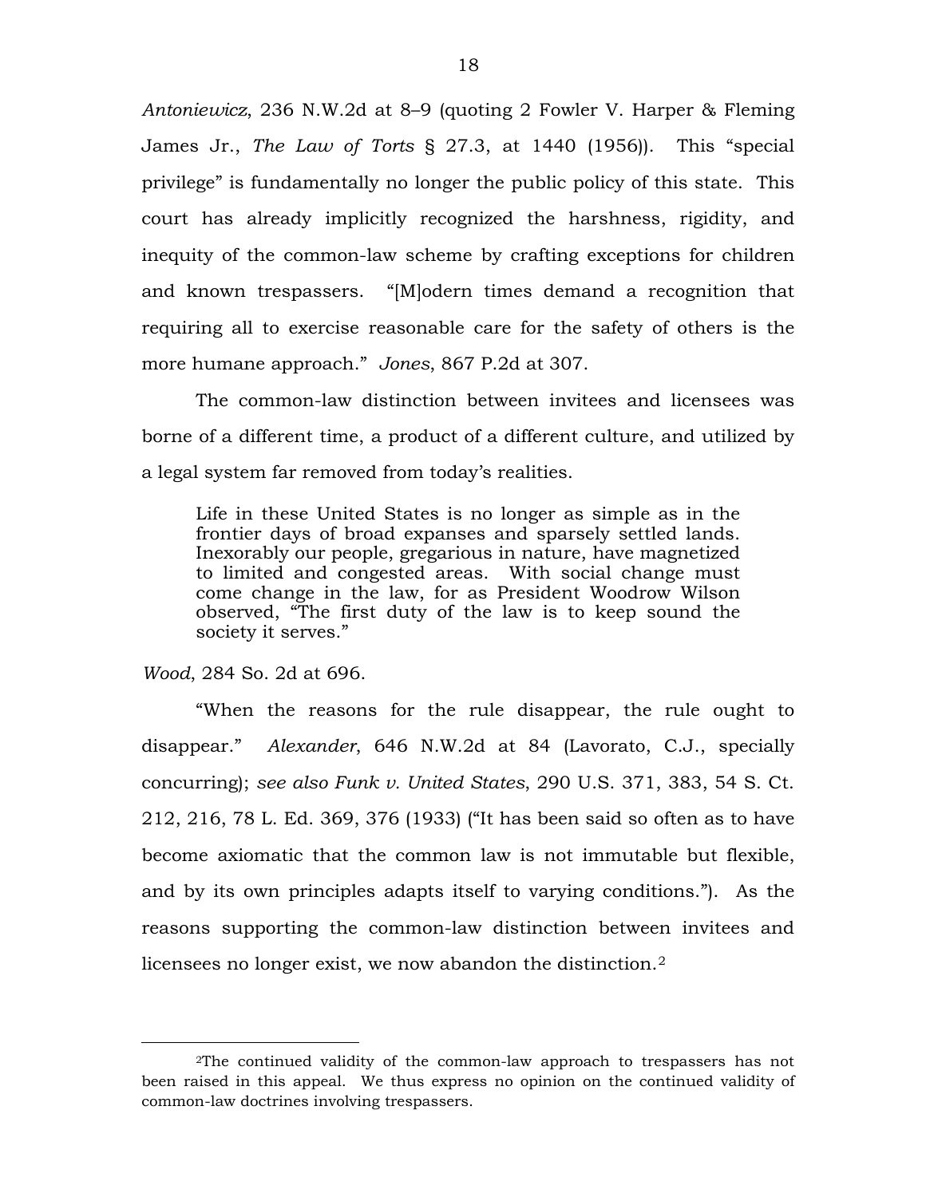*Antoniewicz*, 236 N.W.2d at 8–9 (quoting 2 Fowler V. Harper & Fleming James Jr., *The Law of Torts* § 27.3, at 1440 (1956)). This "special privilege" is fundamentally no longer the public policy of this state. This court has already implicitly recognized the harshness, rigidity, and inequity of the common-law scheme by crafting exceptions for children and known trespassers. "[M]odern times demand a recognition that requiring all to exercise reasonable care for the safety of others is the more humane approach." *Jones*, 867 P.2d at 307.

The common-law distinction between invitees and licensees was borne of a different time, a product of a different culture, and utilized by a legal system far removed from today's realities.

> Life in these United States is no longer as simple as in the frontier days of broad expanses and sparsely settled lands. Inexorably our people, gregarious in nature, have magnetized to limited and congested areas. With social change must come change in the law, for as President Woodrow Wilson observed, "The first duty of the law is to keep sound the society it serves."

*Wood*, 284 So. 2d at 696.

"When the reasons for the rule disappear, the rule ought to disappear." *Alexander*, 646 N.W.2d at 84 (Lavorato, C.J., specially concurring); *see also Funk v. United States*, 290 U.S. 371, 383, 54 S. Ct. 212, 216, 78 L. Ed. 369, 376 (1933) ("It has been said so often as to have become axiomatic that the common law is not immutable but flexible, and by its own principles adapts itself to varying conditions."). As the reasons supporting the common-law distinction between invitees and licensees no longer exist, we now abandon the distinction.[2]

---

[2]The continued validity of the common-law approach to trespassers has not been raised in this appeal. We thus express no opinion on the continued validity of common-law doctrines involving trespassers.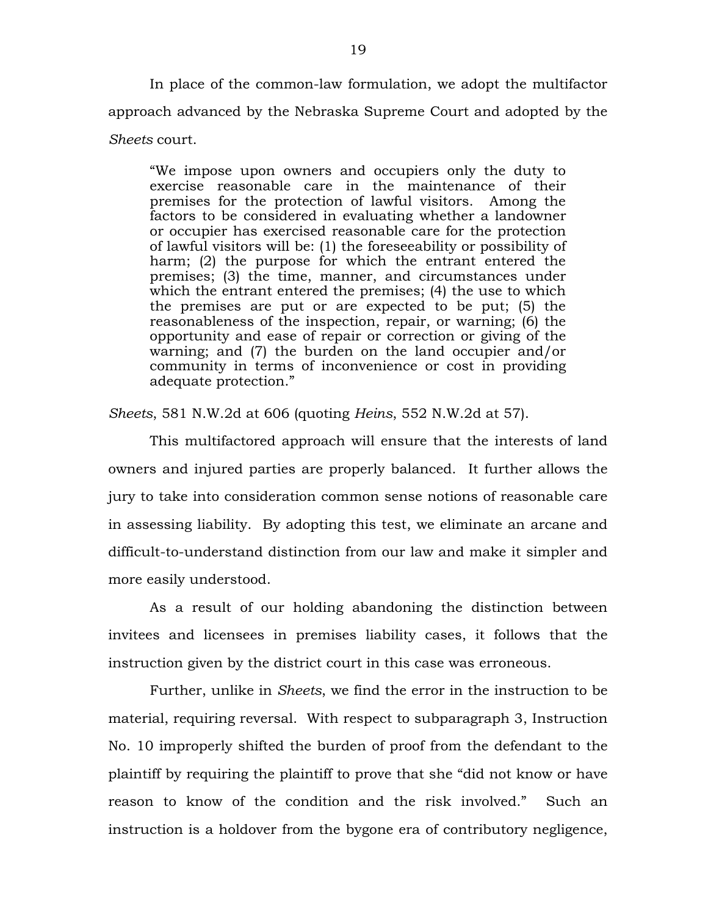In place of the common-law formulation, we adopt the multifactor approach advanced by the Nebraska Supreme Court and adopted by the *Sheets* court.

> "We impose upon owners and occupiers only the duty to exercise reasonable care in the maintenance of their premises for the protection of lawful visitors. Among the factors to be considered in evaluating whether a landowner or occupier has exercised reasonable care for the protection of lawful visitors will be: (1) the foreseeability or possibility of harm; (2) the purpose for which the entrant entered the premises; (3) the time, manner, and circumstances under which the entrant entered the premises; (4) the use to which the premises are put or are expected to be put; (5) the reasonableness of the inspection, repair, or warning; (6) the opportunity and ease of repair or correction or giving of the warning; and (7) the burden on the land occupier and/or community in terms of inconvenience or cost in providing adequate protection."

*Sheets*, 581 N.W.2d at 606 (quoting *Heins*, 552 N.W.2d at 57).

This multifactored approach will ensure that the interests of land owners and injured parties are properly balanced. It further allows the jury to take into consideration common sense notions of reasonable care in assessing liability. By adopting this test, we eliminate an arcane and difficult-to-understand distinction from our law and make it simpler and more easily understood.

As a result of our holding abandoning the distinction between invitees and licensees in premises liability cases, it follows that the instruction given by the district court in this case was erroneous.

Further, unlike in *Sheets*, we find the error in the instruction to be material, requiring reversal. With respect to subparagraph 3, Instruction No. 10 improperly shifted the burden of proof from the defendant to the plaintiff by requiring the plaintiff to prove that she "did not know or have reason to know of the condition and the risk involved." Such an instruction is a holdover from the bygone era of contributory negligence,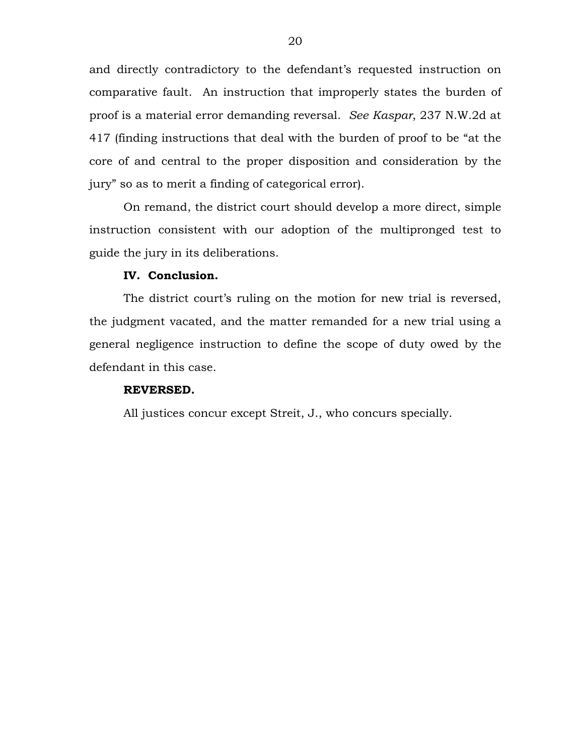and directly contradictory to the defendant's requested instruction on comparative fault. An instruction that improperly states the burden of proof is a material error demanding reversal. *See Kaspar*, 237 N.W.2d at 417 (finding instructions that deal with the burden of proof to be "at the core of and central to the proper disposition and consideration by the jury" so as to merit a finding of categorical error).

On remand, the district court should develop a more direct, simple instruction consistent with our adoption of the multipronged test to guide the jury in its deliberations.

**IV. Conclusion.**

The district court's ruling on the motion for new trial is reversed, the judgment vacated, and the matter remanded for a new trial using a general negligence instruction to define the scope of duty owed by the defendant in this case.

**REVERSED.**

All justices concur except Streit, J., who concurs specially.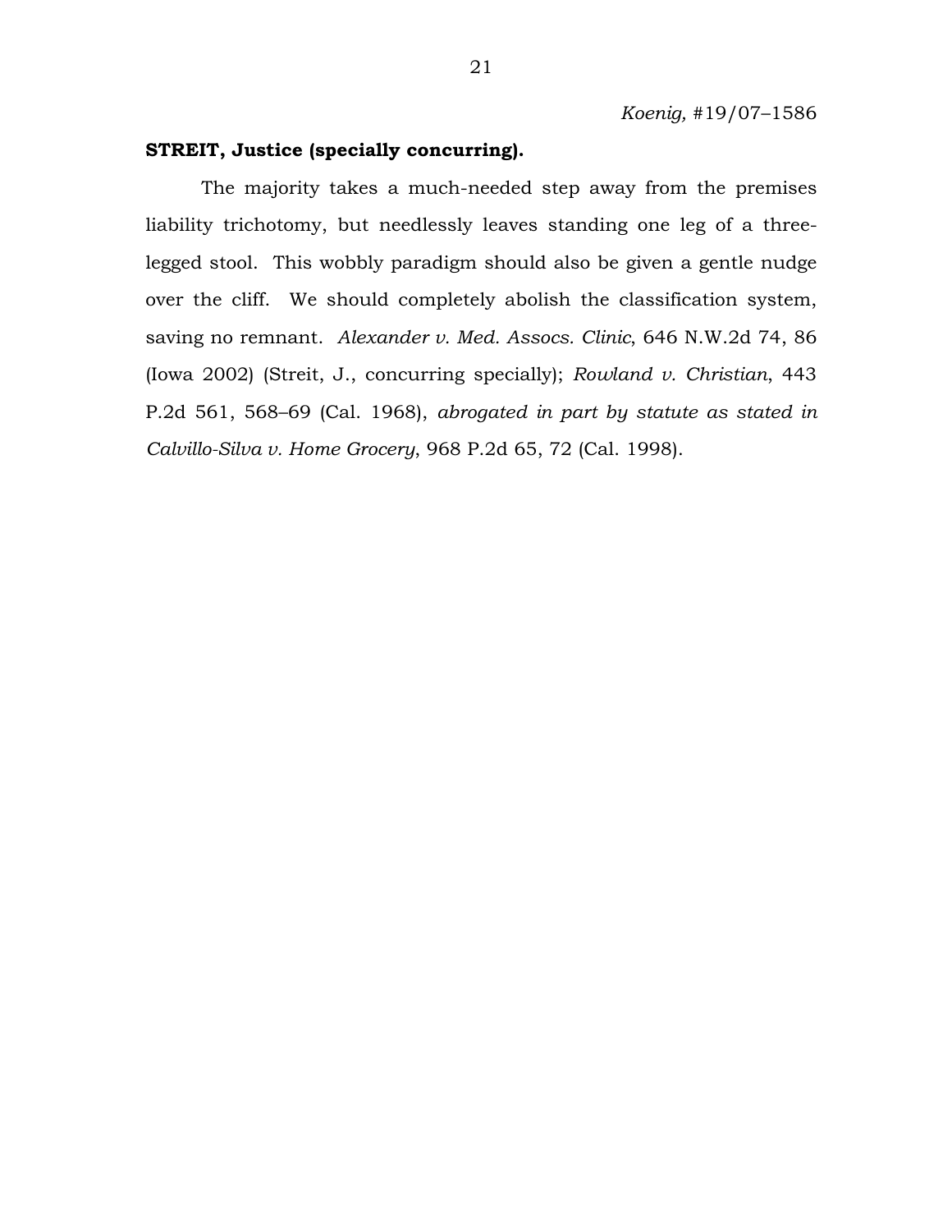**STREIT, Justice (specially concurring).**

The majority takes a much-needed step away from the premises liability trichotomy, but needlessly leaves standing one leg of a three-legged stool. This wobbly paradigm should also be given a gentle nudge over the cliff. We should completely abolish the classification system, saving no remnant. *Alexander v. Med. Assocs. Clinic*, 646 N.W.2d 74, 86 (Iowa 2002) (Streit, J., concurring specially); *Rowland v. Christian*, 443 P.2d 561, 568–69 (Cal. 1968), *abrogated in part by statute as stated in Calvillo-Silva v. Home Grocery*, 968 P.2d 65, 72 (Cal. 1998).